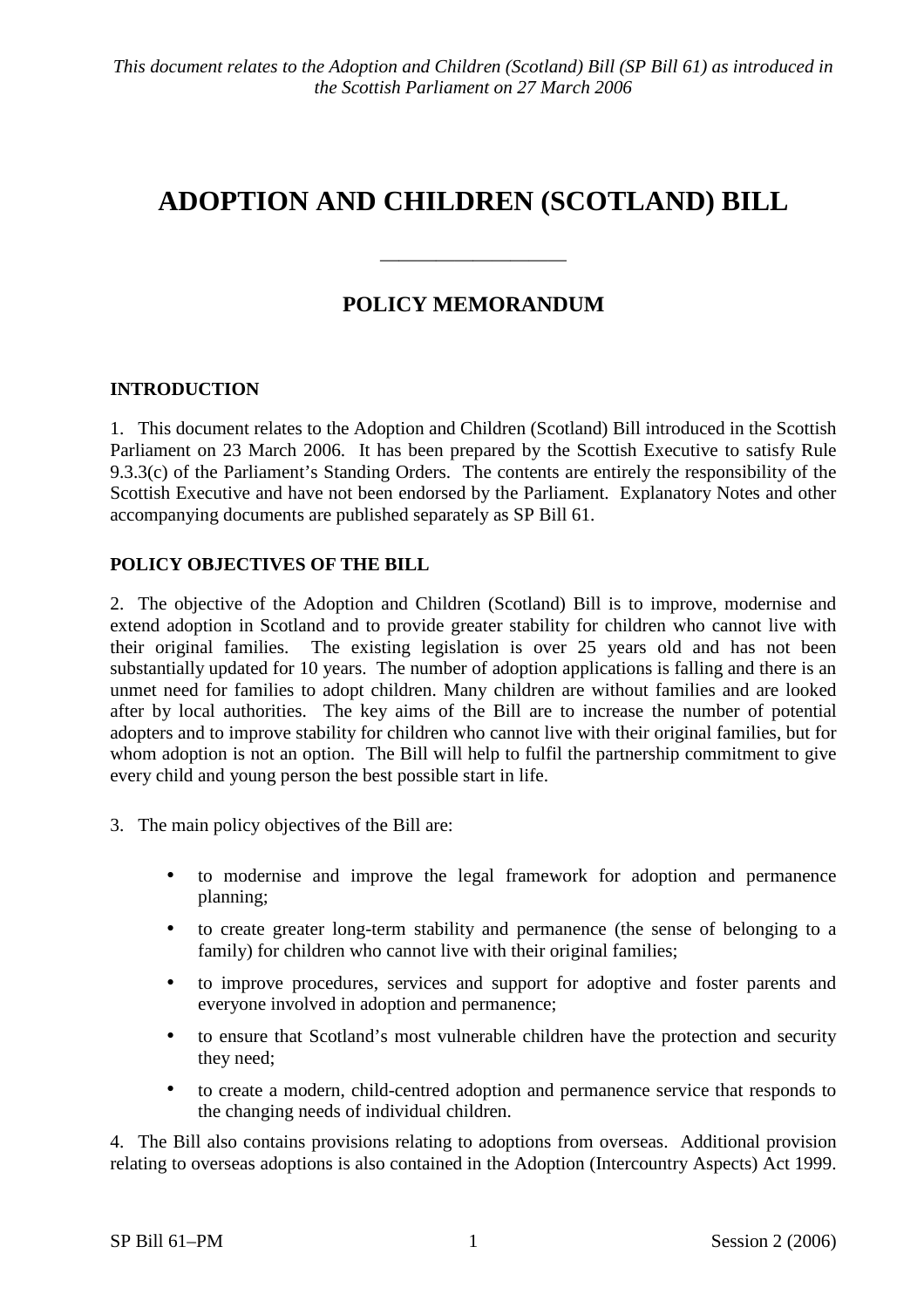*This document relates to the Adoption and Children (Scotland) Bill (SP Bill 61) as introduced in the Scottish Parliament on 27 March 2006*

# ADOPTION AND CHILDREN (SCOTLAND) BILL

---

## POLICY MEMORANDUM

### INTRODUCTION

1. This document relates to the Adoption and Children (Scotland) Bill introduced in the Scottish Parliament on 23 March 2006. It has been prepared by the Scottish Executive to satisfy Rule 9.3.3(c) of the Parliament's Standing Orders. The contents are entirely the responsibility of the Scottish Executive and have not been endorsed by the Parliament. Explanatory Notes and other accompanying documents are published separately as SP Bill 61.

### POLICY OBJECTIVES OF THE BILL

2. The objective of the Adoption and Children (Scotland) Bill is to improve, modernise and extend adoption in Scotland and to provide greater stability for children who cannot live with their original families. The existing legislation is over 25 years old and has not been substantially updated for 10 years. The number of adoption applications is falling and there is an unmet need for families to adopt children. Many children are without families and are looked after by local authorities. The key aims of the Bill are to increase the number of potential adopters and to improve stability for children who cannot live with their original families, but for whom adoption is not an option. The Bill will help to fulfil the partnership commitment to give every child and young person the best possible start in life.

3. The main policy objectives of the Bill are:

- to modernise and improve the legal framework for adoption and permanence planning;
- to create greater long-term stability and permanence (the sense of belonging to a family) for children who cannot live with their original families;
- to improve procedures, services and support for adoptive and foster parents and everyone involved in adoption and permanence;
- to ensure that Scotland's most vulnerable children have the protection and security they need;
- to create a modern, child-centred adoption and permanence service that responds to the changing needs of individual children.

4. The Bill also contains provisions relating to adoptions from overseas. Additional provision relating to overseas adoptions is also contained in the Adoption (Intercountry Aspects) Act 1999.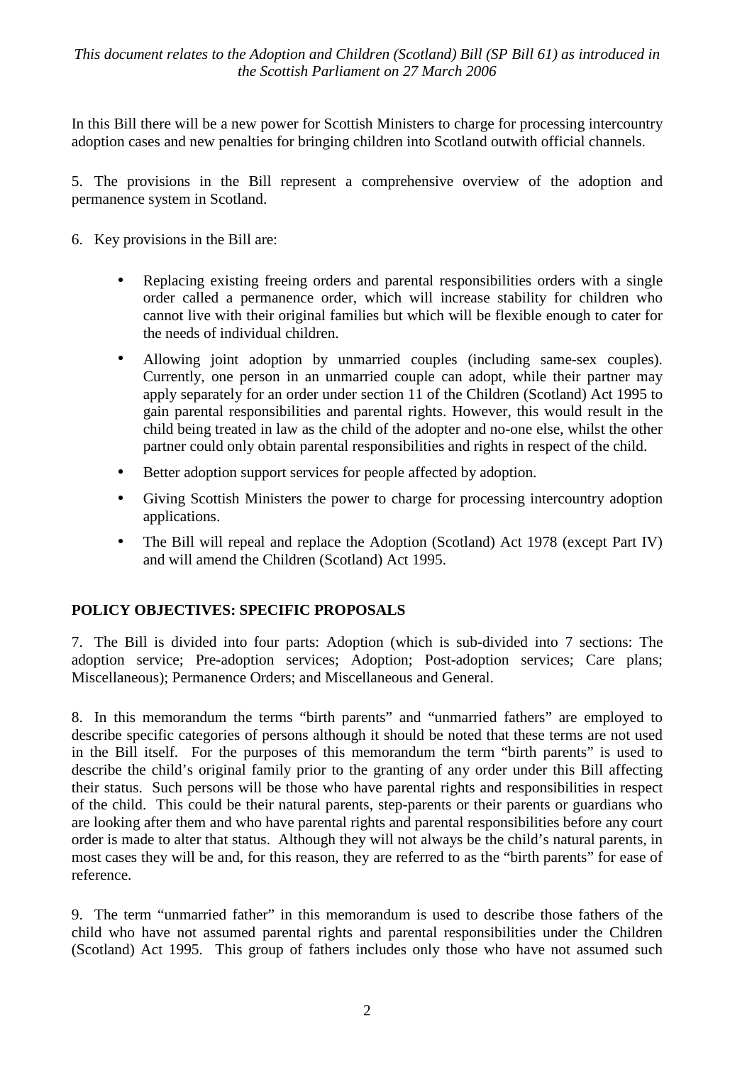In this Bill there will be a new power for Scottish Ministers to charge for processing intercountry adoption cases and new penalties for bringing children into Scotland outwith official channels.

5. The provisions in the Bill represent a comprehensive overview of the adoption and permanence system in Scotland.

6. Key provisions in the Bill are:

- Replacing existing freeing orders and parental responsibilities orders with a single order called a permanence order, which will increase stability for children who cannot live with their original families but which will be flexible enough to cater for the needs of individual children.
- Allowing joint adoption by unmarried couples (including same-sex couples). Currently, one person in an unmarried couple can adopt, while their partner may apply separately for an order under section 11 of the Children (Scotland) Act 1995 to gain parental responsibilities and parental rights. However, this would result in the child being treated in law as the child of the adopter and no-one else, whilst the other partner could only obtain parental responsibilities and rights in respect of the child.
- Better adoption support services for people affected by adoption.
- Giving Scottish Ministers the power to charge for processing intercountry adoption applications.
- The Bill will repeal and replace the Adoption (Scotland) Act 1978 (except Part IV) and will amend the Children (Scotland) Act 1995.

## POLICY OBJECTIVES: SPECIFIC PROPOSALS

7. The Bill is divided into four parts: Adoption (which is sub-divided into 7 sections: The adoption service; Pre-adoption services; Adoption; Post-adoption services; Care plans; Miscellaneous); Permanence Orders; and Miscellaneous and General.

8. In this memorandum the terms "birth parents" and "unmarried fathers" are employed to describe specific categories of persons although it should be noted that these terms are not used in the Bill itself. For the purposes of this memorandum the term "birth parents" is used to describe the child's original family prior to the granting of any order under this Bill affecting their status. Such persons will be those who have parental rights and responsibilities in respect of the child. This could be their natural parents, step-parents or their parents or guardians who are looking after them and who have parental rights and parental responsibilities before any court order is made to alter that status. Although they will not always be the child's natural parents, in most cases they will be and, for this reason, they are referred to as the "birth parents" for ease of reference.

9. The term "unmarried father" in this memorandum is used to describe those fathers of the child who have not assumed parental rights and parental responsibilities under the Children (Scotland) Act 1995. This group of fathers includes only those who have not assumed such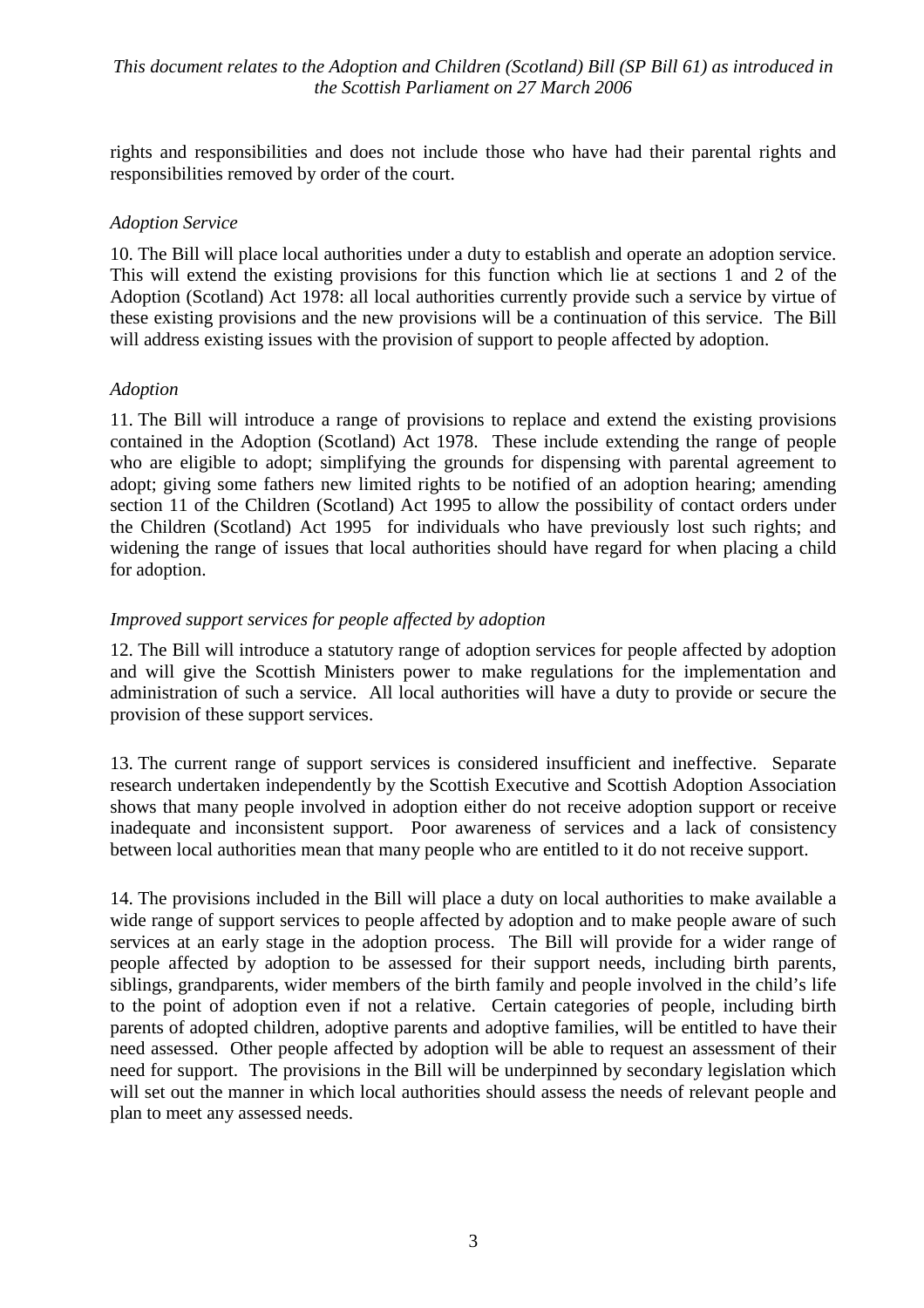rights and responsibilities and does not include those who have had their parental rights and responsibilities removed by order of the court.

*Adoption Service*

10. The Bill will place local authorities under a duty to establish and operate an adoption service. This will extend the existing provisions for this function which lie at sections 1 and 2 of the Adoption (Scotland) Act 1978: all local authorities currently provide such a service by virtue of these existing provisions and the new provisions will be a continuation of this service. The Bill will address existing issues with the provision of support to people affected by adoption.

*Adoption*

11. The Bill will introduce a range of provisions to replace and extend the existing provisions contained in the Adoption (Scotland) Act 1978. These include extending the range of people who are eligible to adopt; simplifying the grounds for dispensing with parental agreement to adopt; giving some fathers new limited rights to be notified of an adoption hearing; amending section 11 of the Children (Scotland) Act 1995 to allow the possibility of contact orders under the Children (Scotland) Act 1995 for individuals who have previously lost such rights; and widening the range of issues that local authorities should have regard for when placing a child for adoption.

*Improved support services for people affected by adoption*

12. The Bill will introduce a statutory range of adoption services for people affected by adoption and will give the Scottish Ministers power to make regulations for the implementation and administration of such a service. All local authorities will have a duty to provide or secure the provision of these support services.

13. The current range of support services is considered insufficient and ineffective. Separate research undertaken independently by the Scottish Executive and Scottish Adoption Association shows that many people involved in adoption either do not receive adoption support or receive inadequate and inconsistent support. Poor awareness of services and a lack of consistency between local authorities mean that many people who are entitled to it do not receive support.

14. The provisions included in the Bill will place a duty on local authorities to make available a wide range of support services to people affected by adoption and to make people aware of such services at an early stage in the adoption process. The Bill will provide for a wider range of people affected by adoption to be assessed for their support needs, including birth parents, siblings, grandparents, wider members of the birth family and people involved in the child's life to the point of adoption even if not a relative. Certain categories of people, including birth parents of adopted children, adoptive parents and adoptive families, will be entitled to have their need assessed. Other people affected by adoption will be able to request an assessment of their need for support. The provisions in the Bill will be underpinned by secondary legislation which will set out the manner in which local authorities should assess the needs of relevant people and plan to meet any assessed needs.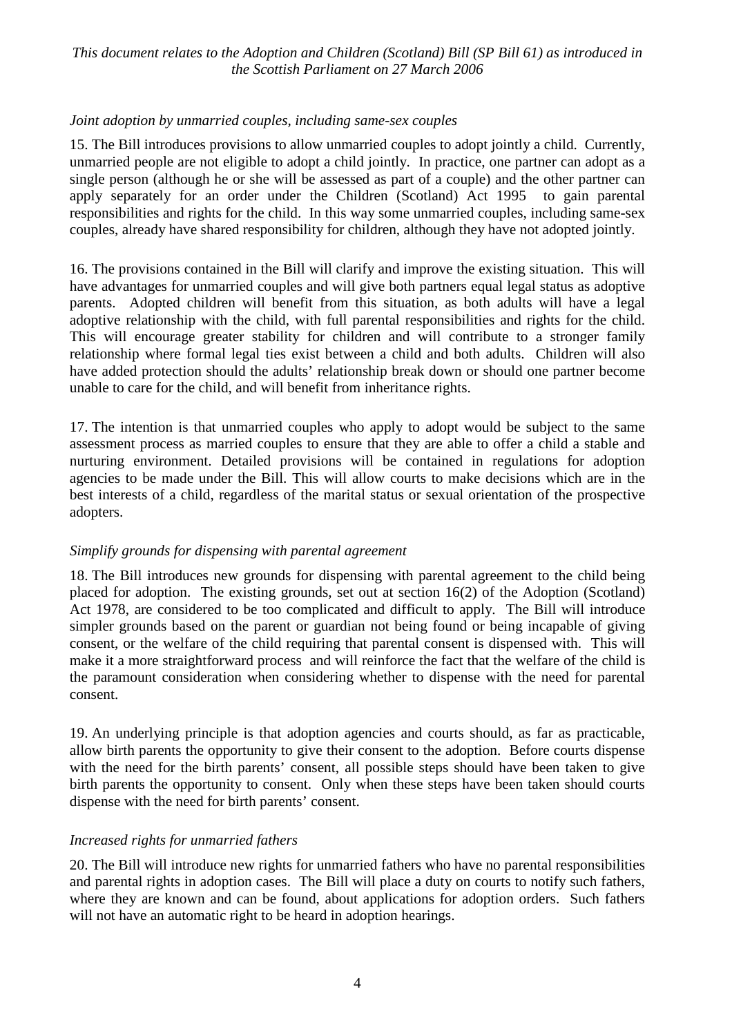*Joint adoption by unmarried couples, including same-sex couples*

15. The Bill introduces provisions to allow unmarried couples to adopt jointly a child. Currently, unmarried people are not eligible to adopt a child jointly. In practice, one partner can adopt as a single person (although he or she will be assessed as part of a couple) and the other partner can apply separately for an order under the Children (Scotland) Act 1995 to gain parental responsibilities and rights for the child. In this way some unmarried couples, including same-sex couples, already have shared responsibility for children, although they have not adopted jointly.

16. The provisions contained in the Bill will clarify and improve the existing situation. This will have advantages for unmarried couples and will give both partners equal legal status as adoptive parents. Adopted children will benefit from this situation, as both adults will have a legal adoptive relationship with the child, with full parental responsibilities and rights for the child. This will encourage greater stability for children and will contribute to a stronger family relationship where formal legal ties exist between a child and both adults. Children will also have added protection should the adults' relationship break down or should one partner become unable to care for the child, and will benefit from inheritance rights.

17. The intention is that unmarried couples who apply to adopt would be subject to the same assessment process as married couples to ensure that they are able to offer a child a stable and nurturing environment. Detailed provisions will be contained in regulations for adoption agencies to be made under the Bill. This will allow courts to make decisions which are in the best interests of a child, regardless of the marital status or sexual orientation of the prospective adopters.

*Simplify grounds for dispensing with parental agreement*

18. The Bill introduces new grounds for dispensing with parental agreement to the child being placed for adoption. The existing grounds, set out at section 16(2) of the Adoption (Scotland) Act 1978, are considered to be too complicated and difficult to apply. The Bill will introduce simpler grounds based on the parent or guardian not being found or being incapable of giving consent, or the welfare of the child requiring that parental consent is dispensed with. This will make it a more straightforward process and will reinforce the fact that the welfare of the child is the paramount consideration when considering whether to dispense with the need for parental consent.

19. An underlying principle is that adoption agencies and courts should, as far as practicable, allow birth parents the opportunity to give their consent to the adoption. Before courts dispense with the need for the birth parents' consent, all possible steps should have been taken to give birth parents the opportunity to consent. Only when these steps have been taken should courts dispense with the need for birth parents' consent.

*Increased rights for unmarried fathers*

20. The Bill will introduce new rights for unmarried fathers who have no parental responsibilities and parental rights in adoption cases. The Bill will place a duty on courts to notify such fathers, where they are known and can be found, about applications for adoption orders. Such fathers will not have an automatic right to be heard in adoption hearings.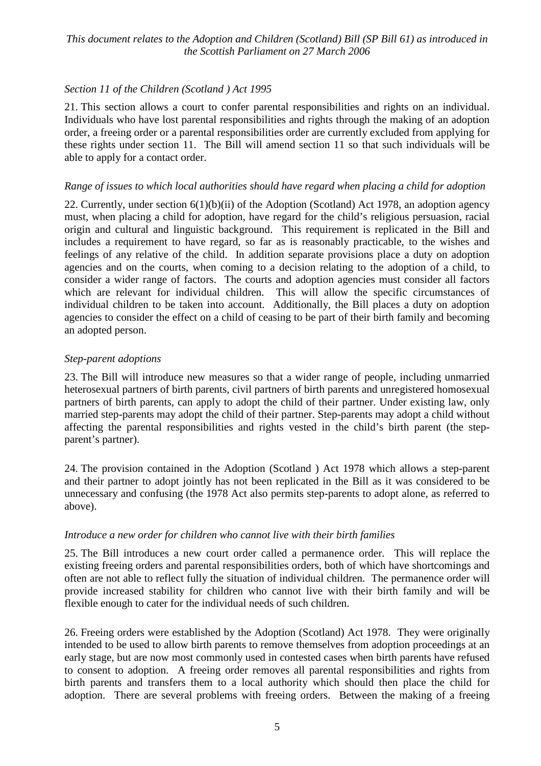*Section 11 of the Children (Scotland ) Act 1995*

21. This section allows a court to confer parental responsibilities and rights on an individual. Individuals who have lost parental responsibilities and rights through the making of an adoption order, a freeing order or a parental responsibilities order are currently excluded from applying for these rights under section 11. The Bill will amend section 11 so that such individuals will be able to apply for a contact order.

*Range of issues to which local authorities should have regard when placing a child for adoption*

22. Currently, under section 6(1)(b)(ii) of the Adoption (Scotland) Act 1978, an adoption agency must, when placing a child for adoption, have regard for the child's religious persuasion, racial origin and cultural and linguistic background. This requirement is replicated in the Bill and includes a requirement to have regard, so far as is reasonably practicable, to the wishes and feelings of any relative of the child. In addition separate provisions place a duty on adoption agencies and on the courts, when coming to a decision relating to the adoption of a child, to consider a wider range of factors. The courts and adoption agencies must consider all factors which are relevant for individual children. This will allow the specific circumstances of individual children to be taken into account. Additionally, the Bill places a duty on adoption agencies to consider the effect on a child of ceasing to be part of their birth family and becoming an adopted person.

*Step-parent adoptions*

23. The Bill will introduce new measures so that a wider range of people, including unmarried heterosexual partners of birth parents, civil partners of birth parents and unregistered homosexual partners of birth parents, can apply to adopt the child of their partner. Under existing law, only married step-parents may adopt the child of their partner. Step-parents may adopt a child without affecting the parental responsibilities and rights vested in the child's birth parent (the step-parent's partner).

24. The provision contained in the Adoption (Scotland ) Act 1978 which allows a step-parent and their partner to adopt jointly has not been replicated in the Bill as it was considered to be unnecessary and confusing (the 1978 Act also permits step-parents to adopt alone, as referred to above).

*Introduce a new order for children who cannot live with their birth families*

25. The Bill introduces a new court order called a permanence order. This will replace the existing freeing orders and parental responsibilities orders, both of which have shortcomings and often are not able to reflect fully the situation of individual children. The permanence order will provide increased stability for children who cannot live with their birth family and will be flexible enough to cater for the individual needs of such children.

26. Freeing orders were established by the Adoption (Scotland) Act 1978. They were originally intended to be used to allow birth parents to remove themselves from adoption proceedings at an early stage, but are now most commonly used in contested cases when birth parents have refused to consent to adoption. A freeing order removes all parental responsibilities and rights from birth parents and transfers them to a local authority which should then place the child for adoption. There are several problems with freeing orders. Between the making of a freeing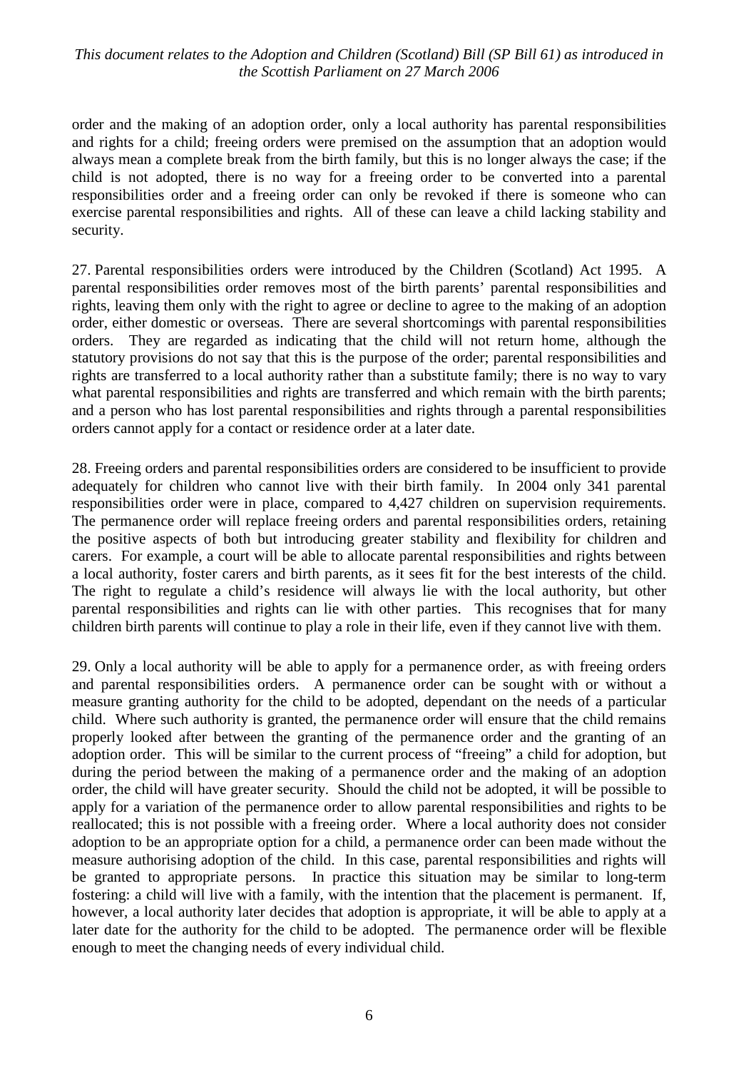order and the making of an adoption order, only a local authority has parental responsibilities and rights for a child; freeing orders were premised on the assumption that an adoption would always mean a complete break from the birth family, but this is no longer always the case; if the child is not adopted, there is no way for a freeing order to be converted into a parental responsibilities order and a freeing order can only be revoked if there is someone who can exercise parental responsibilities and rights. All of these can leave a child lacking stability and security.

27. Parental responsibilities orders were introduced by the Children (Scotland) Act 1995. A parental responsibilities order removes most of the birth parents' parental responsibilities and rights, leaving them only with the right to agree or decline to agree to the making of an adoption order, either domestic or overseas. There are several shortcomings with parental responsibilities orders. They are regarded as indicating that the child will not return home, although the statutory provisions do not say that this is the purpose of the order; parental responsibilities and rights are transferred to a local authority rather than a substitute family; there is no way to vary what parental responsibilities and rights are transferred and which remain with the birth parents; and a person who has lost parental responsibilities and rights through a parental responsibilities orders cannot apply for a contact or residence order at a later date.

28. Freeing orders and parental responsibilities orders are considered to be insufficient to provide adequately for children who cannot live with their birth family. In 2004 only 341 parental responsibilities order were in place, compared to 4,427 children on supervision requirements. The permanence order will replace freeing orders and parental responsibilities orders, retaining the positive aspects of both but introducing greater stability and flexibility for children and carers. For example, a court will be able to allocate parental responsibilities and rights between a local authority, foster carers and birth parents, as it sees fit for the best interests of the child. The right to regulate a child's residence will always lie with the local authority, but other parental responsibilities and rights can lie with other parties. This recognises that for many children birth parents will continue to play a role in their life, even if they cannot live with them.

29. Only a local authority will be able to apply for a permanence order, as with freeing orders and parental responsibilities orders. A permanence order can be sought with or without a measure granting authority for the child to be adopted, dependant on the needs of a particular child. Where such authority is granted, the permanence order will ensure that the child remains properly looked after between the granting of the permanence order and the granting of an adoption order. This will be similar to the current process of "freeing" a child for adoption, but during the period between the making of a permanence order and the making of an adoption order, the child will have greater security. Should the child not be adopted, it will be possible to apply for a variation of the permanence order to allow parental responsibilities and rights to be reallocated; this is not possible with a freeing order. Where a local authority does not consider adoption to be an appropriate option for a child, a permanence order can been made without the measure authorising adoption of the child. In this case, parental responsibilities and rights will be granted to appropriate persons. In practice this situation may be similar to long-term fostering: a child will live with a family, with the intention that the placement is permanent. If, however, a local authority later decides that adoption is appropriate, it will be able to apply at a later date for the authority for the child to be adopted. The permanence order will be flexible enough to meet the changing needs of every individual child.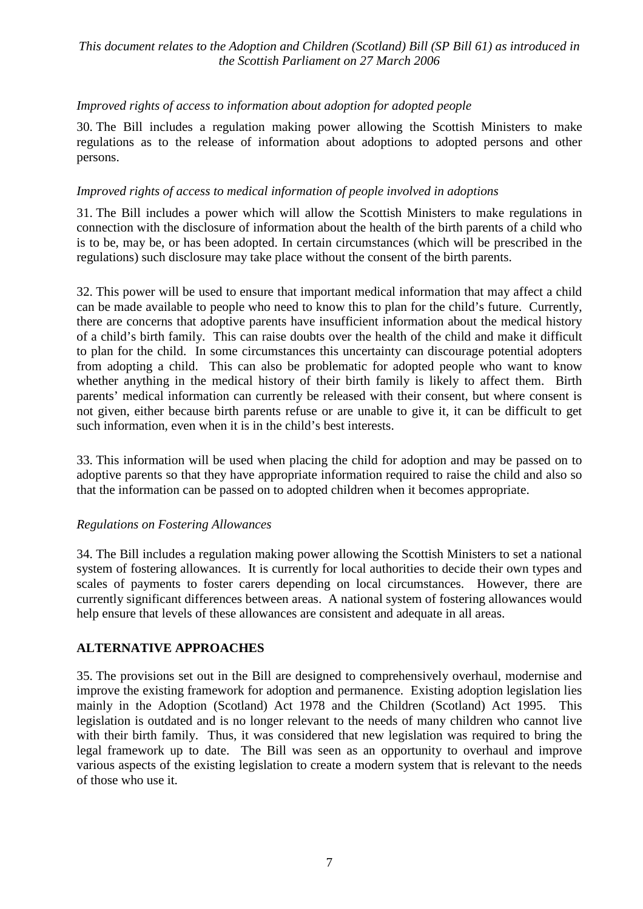*Improved rights of access to information about adoption for adopted people*

30. The Bill includes a regulation making power allowing the Scottish Ministers to make regulations as to the release of information about adoptions to adopted persons and other persons.

*Improved rights of access to medical information of people involved in adoptions*

31. The Bill includes a power which will allow the Scottish Ministers to make regulations in connection with the disclosure of information about the health of the birth parents of a child who is to be, may be, or has been adopted. In certain circumstances (which will be prescribed in the regulations) such disclosure may take place without the consent of the birth parents.

32. This power will be used to ensure that important medical information that may affect a child can be made available to people who need to know this to plan for the child's future. Currently, there are concerns that adoptive parents have insufficient information about the medical history of a child's birth family. This can raise doubts over the health of the child and make it difficult to plan for the child. In some circumstances this uncertainty can discourage potential adopters from adopting a child. This can also be problematic for adopted people who want to know whether anything in the medical history of their birth family is likely to affect them. Birth parents' medical information can currently be released with their consent, but where consent is not given, either because birth parents refuse or are unable to give it, it can be difficult to get such information, even when it is in the child's best interests.

33. This information will be used when placing the child for adoption and may be passed on to adoptive parents so that they have appropriate information required to raise the child and also so that the information can be passed on to adopted children when it becomes appropriate.

*Regulations on Fostering Allowances*

34. The Bill includes a regulation making power allowing the Scottish Ministers to set a national system of fostering allowances. It is currently for local authorities to decide their own types and scales of payments to foster carers depending on local circumstances. However, there are currently significant differences between areas. A national system of fostering allowances would help ensure that levels of these allowances are consistent and adequate in all areas.

## ALTERNATIVE APPROACHES

35. The provisions set out in the Bill are designed to comprehensively overhaul, modernise and improve the existing framework for adoption and permanence. Existing adoption legislation lies mainly in the Adoption (Scotland) Act 1978 and the Children (Scotland) Act 1995. This legislation is outdated and is no longer relevant to the needs of many children who cannot live with their birth family. Thus, it was considered that new legislation was required to bring the legal framework up to date. The Bill was seen as an opportunity to overhaul and improve various aspects of the existing legislation to create a modern system that is relevant to the needs of those who use it.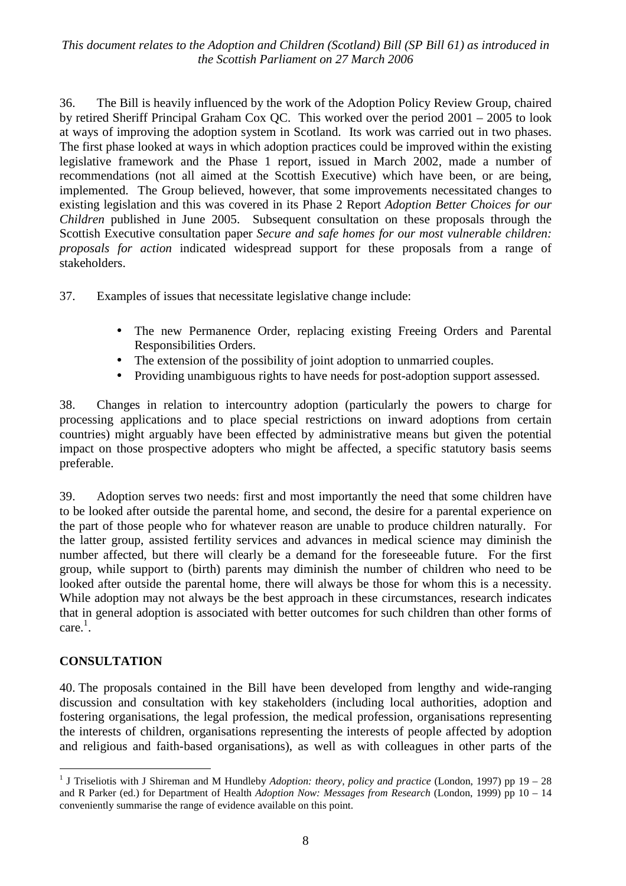36. The Bill is heavily influenced by the work of the Adoption Policy Review Group, chaired by retired Sheriff Principal Graham Cox QC. This worked over the period 2001 – 2005 to look at ways of improving the adoption system in Scotland. Its work was carried out in two phases. The first phase looked at ways in which adoption practices could be improved within the existing legislative framework and the Phase 1 report, issued in March 2002, made a number of recommendations (not all aimed at the Scottish Executive) which have been, or are being, implemented. The Group believed, however, that some improvements necessitated changes to existing legislation and this was covered in its Phase 2 Report *Adoption Better Choices for our Children* published in June 2005. Subsequent consultation on these proposals through the Scottish Executive consultation paper *Secure and safe homes for our most vulnerable children: proposals for action* indicated widespread support for these proposals from a range of stakeholders.

37. Examples of issues that necessitate legislative change include:

- The new Permanence Order, replacing existing Freeing Orders and Parental Responsibilities Orders.
- The extension of the possibility of joint adoption to unmarried couples.
- Providing unambiguous rights to have needs for post-adoption support assessed.

38. Changes in relation to intercountry adoption (particularly the powers to charge for processing applications and to place special restrictions on inward adoptions from certain countries) might arguably have been effected by administrative means but given the potential impact on those prospective adopters who might be affected, a specific statutory basis seems preferable.

39. Adoption serves two needs: first and most importantly the need that some children have to be looked after outside the parental home, and second, the desire for a parental experience on the part of those people who for whatever reason are unable to produce children naturally. For the latter group, assisted fertility services and advances in medical science may diminish the number affected, but there will clearly be a demand for the foreseeable future. For the first group, while support to (birth) parents may diminish the number of children who need to be looked after outside the parental home, there will always be those for whom this is a necessity. While adoption may not always be the best approach in these circumstances, research indicates that in general adoption is associated with better outcomes for such children than other forms of care.[1].

## CONSULTATION

40. The proposals contained in the Bill have been developed from lengthy and wide-ranging discussion and consultation with key stakeholders (including local authorities, adoption and fostering organisations, the legal profession, the medical profession, organisations representing the interests of children, organisations representing the interests of people affected by adoption and religious and faith-based organisations), as well as with colleagues in other parts of the

---

[1] J Triseliotis with J Shireman and M Hundleby *Adoption: theory, policy and practice* (London, 1997) pp 19 – 28 and R Parker (ed.) for Department of Health *Adoption Now: Messages from Research* (London, 1999) pp 10 – 14 conveniently summarise the range of evidence available on this point.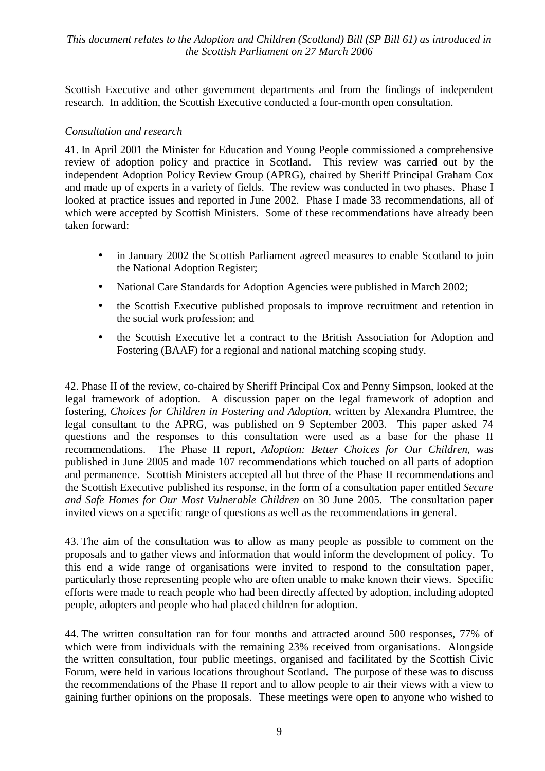Scottish Executive and other government departments and from the findings of independent research. In addition, the Scottish Executive conducted a four-month open consultation.

*Consultation and research*

41. In April 2001 the Minister for Education and Young People commissioned a comprehensive review of adoption policy and practice in Scotland. This review was carried out by the independent Adoption Policy Review Group (APRG), chaired by Sheriff Principal Graham Cox and made up of experts in a variety of fields. The review was conducted in two phases. Phase I looked at practice issues and reported in June 2002. Phase I made 33 recommendations, all of which were accepted by Scottish Ministers. Some of these recommendations have already been taken forward:

- in January 2002 the Scottish Parliament agreed measures to enable Scotland to join the National Adoption Register;
- National Care Standards for Adoption Agencies were published in March 2002;
- the Scottish Executive published proposals to improve recruitment and retention in the social work profession; and
- the Scottish Executive let a contract to the British Association for Adoption and Fostering (BAAF) for a regional and national matching scoping study.

42. Phase II of the review, co-chaired by Sheriff Principal Cox and Penny Simpson, looked at the legal framework of adoption. A discussion paper on the legal framework of adoption and fostering, *Choices for Children in Fostering and Adoption*, written by Alexandra Plumtree, the legal consultant to the APRG, was published on 9 September 2003. This paper asked 74 questions and the responses to this consultation were used as a base for the phase II recommendations. The Phase II report, *Adoption: Better Choices for Our Children*, was published in June 2005 and made 107 recommendations which touched on all parts of adoption and permanence. Scottish Ministers accepted all but three of the Phase II recommendations and the Scottish Executive published its response, in the form of a consultation paper entitled *Secure and Safe Homes for Our Most Vulnerable Children* on 30 June 2005. The consultation paper invited views on a specific range of questions as well as the recommendations in general.

43. The aim of the consultation was to allow as many people as possible to comment on the proposals and to gather views and information that would inform the development of policy. To this end a wide range of organisations were invited to respond to the consultation paper, particularly those representing people who are often unable to make known their views. Specific efforts were made to reach people who had been directly affected by adoption, including adopted people, adopters and people who had placed children for adoption.

44. The written consultation ran for four months and attracted around 500 responses, 77% of which were from individuals with the remaining 23% received from organisations. Alongside the written consultation, four public meetings, organised and facilitated by the Scottish Civic Forum, were held in various locations throughout Scotland. The purpose of these was to discuss the recommendations of the Phase II report and to allow people to air their views with a view to gaining further opinions on the proposals. These meetings were open to anyone who wished to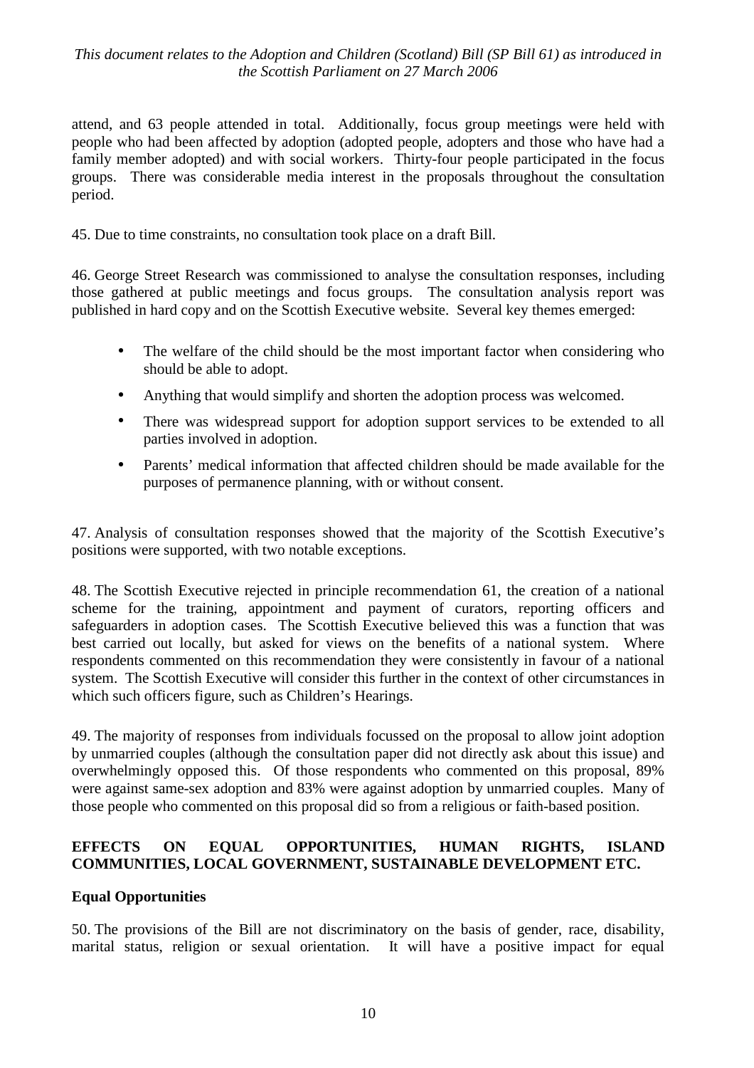attend, and 63 people attended in total. Additionally, focus group meetings were held with people who had been affected by adoption (adopted people, adopters and those who have had a family member adopted) and with social workers. Thirty-four people participated in the focus groups. There was considerable media interest in the proposals throughout the consultation period.

45. Due to time constraints, no consultation took place on a draft Bill.

46. George Street Research was commissioned to analyse the consultation responses, including those gathered at public meetings and focus groups. The consultation analysis report was published in hard copy and on the Scottish Executive website. Several key themes emerged:

- The welfare of the child should be the most important factor when considering who should be able to adopt.
- Anything that would simplify and shorten the adoption process was welcomed.
- There was widespread support for adoption support services to be extended to all parties involved in adoption.
- Parents' medical information that affected children should be made available for the purposes of permanence planning, with or without consent.

47. Analysis of consultation responses showed that the majority of the Scottish Executive's positions were supported, with two notable exceptions.

48. The Scottish Executive rejected in principle recommendation 61, the creation of a national scheme for the training, appointment and payment of curators, reporting officers and safeguarders in adoption cases. The Scottish Executive believed this was a function that was best carried out locally, but asked for views on the benefits of a national system. Where respondents commented on this recommendation they were consistently in favour of a national system. The Scottish Executive will consider this further in the context of other circumstances in which such officers figure, such as Children's Hearings.

49. The majority of responses from individuals focussed on the proposal to allow joint adoption by unmarried couples (although the consultation paper did not directly ask about this issue) and overwhelmingly opposed this. Of those respondents who commented on this proposal, 89% were against same-sex adoption and 83% were against adoption by unmarried couples. Many of those people who commented on this proposal did so from a religious or faith-based position.

## EFFECTS ON EQUAL OPPORTUNITIES, HUMAN RIGHTS, ISLAND COMMUNITIES, LOCAL GOVERNMENT, SUSTAINABLE DEVELOPMENT ETC.

### Equal Opportunities

50. The provisions of the Bill are not discriminatory on the basis of gender, race, disability, marital status, religion or sexual orientation. It will have a positive impact for equal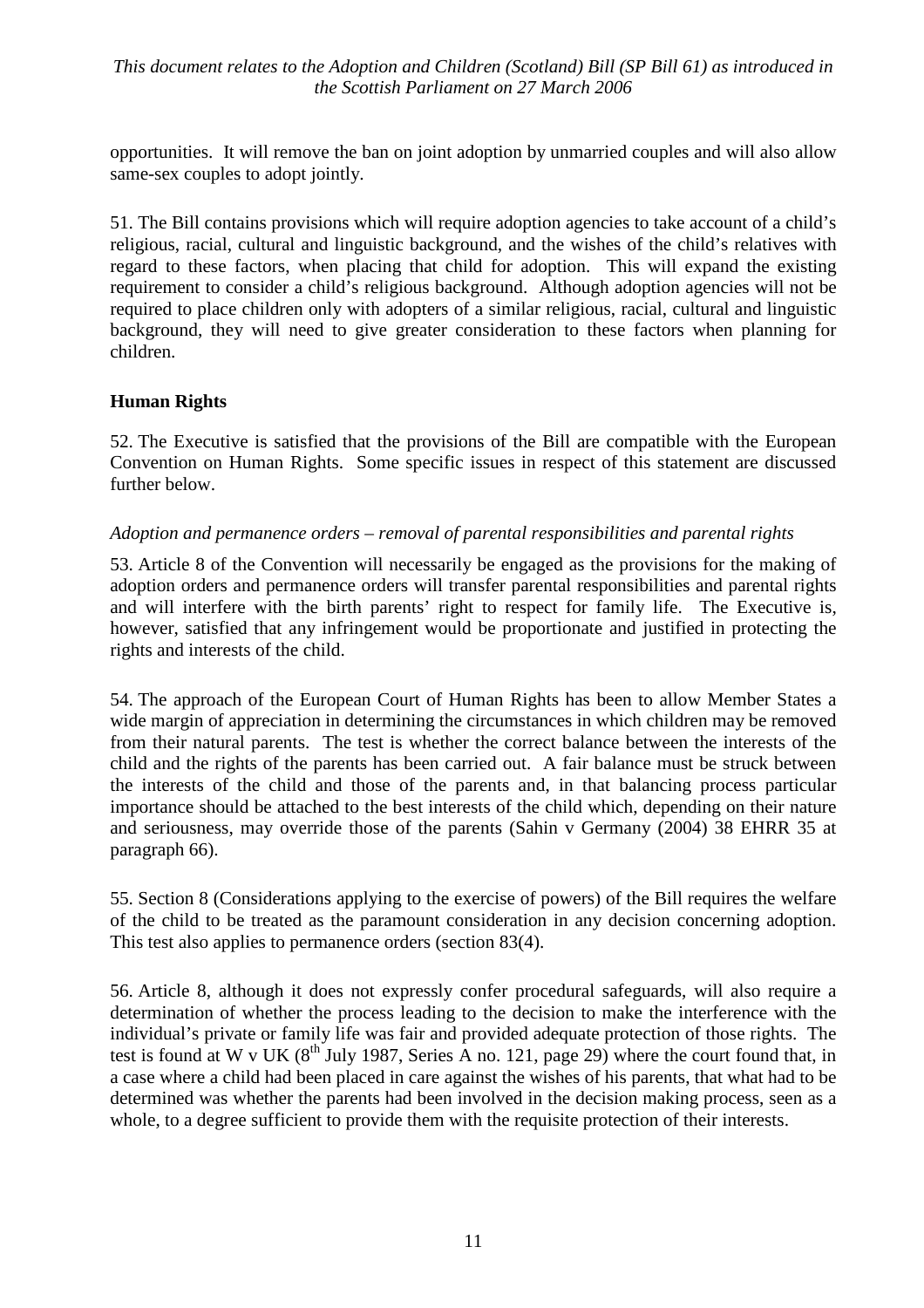opportunities. It will remove the ban on joint adoption by unmarried couples and will also allow same-sex couples to adopt jointly.

51. The Bill contains provisions which will require adoption agencies to take account of a child's religious, racial, cultural and linguistic background, and the wishes of the child's relatives with regard to these factors, when placing that child for adoption. This will expand the existing requirement to consider a child's religious background. Although adoption agencies will not be required to place children only with adopters of a similar religious, racial, cultural and linguistic background, they will need to give greater consideration to these factors when planning for children.

## Human Rights

52. The Executive is satisfied that the provisions of the Bill are compatible with the European Convention on Human Rights. Some specific issues in respect of this statement are discussed further below.

*Adoption and permanence orders – removal of parental responsibilities and parental rights*

53. Article 8 of the Convention will necessarily be engaged as the provisions for the making of adoption orders and permanence orders will transfer parental responsibilities and parental rights and will interfere with the birth parents' right to respect for family life. The Executive is, however, satisfied that any infringement would be proportionate and justified in protecting the rights and interests of the child.

54. The approach of the European Court of Human Rights has been to allow Member States a wide margin of appreciation in determining the circumstances in which children may be removed from their natural parents. The test is whether the correct balance between the interests of the child and the rights of the parents has been carried out. A fair balance must be struck between the interests of the child and those of the parents and, in that balancing process particular importance should be attached to the best interests of the child which, depending on their nature and seriousness, may override those of the parents (Sahin v Germany (2004) 38 EHRR 35 at paragraph 66).

55. Section 8 (Considerations applying to the exercise of powers) of the Bill requires the welfare of the child to be treated as the paramount consideration in any decision concerning adoption. This test also applies to permanence orders (section 83(4).

56. Article 8, although it does not expressly confer procedural safeguards, will also require a determination of whether the process leading to the decision to make the interference with the individual's private or family life was fair and provided adequate protection of those rights. The test is found at W v UK (8th July 1987, Series A no. 121, page 29) where the court found that, in a case where a child had been placed in care against the wishes of his parents, that what had to be determined was whether the parents had been involved in the decision making process, seen as a whole, to a degree sufficient to provide them with the requisite protection of their interests.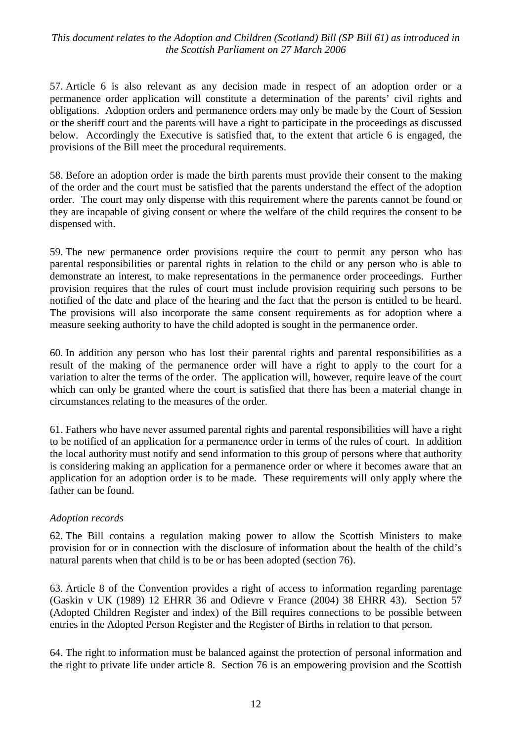57. Article 6 is also relevant as any decision made in respect of an adoption order or a permanence order application will constitute a determination of the parents' civil rights and obligations. Adoption orders and permanence orders may only be made by the Court of Session or the sheriff court and the parents will have a right to participate in the proceedings as discussed below. Accordingly the Executive is satisfied that, to the extent that article 6 is engaged, the provisions of the Bill meet the procedural requirements.

58. Before an adoption order is made the birth parents must provide their consent to the making of the order and the court must be satisfied that the parents understand the effect of the adoption order. The court may only dispense with this requirement where the parents cannot be found or they are incapable of giving consent or where the welfare of the child requires the consent to be dispensed with.

59. The new permanence order provisions require the court to permit any person who has parental responsibilities or parental rights in relation to the child or any person who is able to demonstrate an interest, to make representations in the permanence order proceedings. Further provision requires that the rules of court must include provision requiring such persons to be notified of the date and place of the hearing and the fact that the person is entitled to be heard. The provisions will also incorporate the same consent requirements as for adoption where a measure seeking authority to have the child adopted is sought in the permanence order.

60. In addition any person who has lost their parental rights and parental responsibilities as a result of the making of the permanence order will have a right to apply to the court for a variation to alter the terms of the order. The application will, however, require leave of the court which can only be granted where the court is satisfied that there has been a material change in circumstances relating to the measures of the order.

61. Fathers who have never assumed parental rights and parental responsibilities will have a right to be notified of an application for a permanence order in terms of the rules of court. In addition the local authority must notify and send information to this group of persons where that authority is considering making an application for a permanence order or where it becomes aware that an application for an adoption order is to be made. These requirements will only apply where the father can be found.

*Adoption records*

62. The Bill contains a regulation making power to allow the Scottish Ministers to make provision for or in connection with the disclosure of information about the health of the child's natural parents when that child is to be or has been adopted (section 76).

63. Article 8 of the Convention provides a right of access to information regarding parentage (Gaskin v UK (1989) 12 EHRR 36 and Odievre v France (2004) 38 EHRR 43). Section 57 (Adopted Children Register and index) of the Bill requires connections to be possible between entries in the Adopted Person Register and the Register of Births in relation to that person.

64. The right to information must be balanced against the protection of personal information and the right to private life under article 8. Section 76 is an empowering provision and the Scottish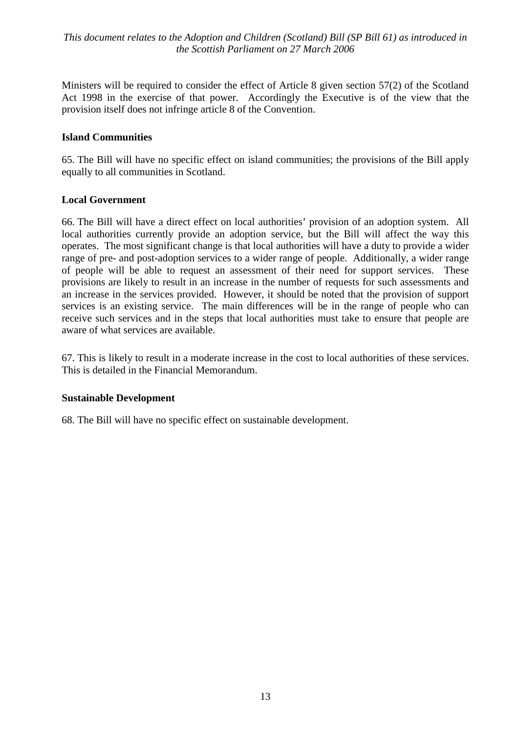Ministers will be required to consider the effect of Article 8 given section 57(2) of the Scotland Act 1998 in the exercise of that power. Accordingly the Executive is of the view that the provision itself does not infringe article 8 of the Convention.

**Island Communities**

65. The Bill will have no specific effect on island communities; the provisions of the Bill apply equally to all communities in Scotland.

**Local Government**

66. The Bill will have a direct effect on local authorities' provision of an adoption system. All local authorities currently provide an adoption service, but the Bill will affect the way this operates. The most significant change is that local authorities will have a duty to provide a wider range of pre- and post-adoption services to a wider range of people. Additionally, a wider range of people will be able to request an assessment of their need for support services. These provisions are likely to result in an increase in the number of requests for such assessments and an increase in the services provided. However, it should be noted that the provision of support services is an existing service. The main differences will be in the range of people who can receive such services and in the steps that local authorities must take to ensure that people are aware of what services are available.

67. This is likely to result in a moderate increase in the cost to local authorities of these services. This is detailed in the Financial Memorandum.

**Sustainable Development**

68. The Bill will have no specific effect on sustainable development.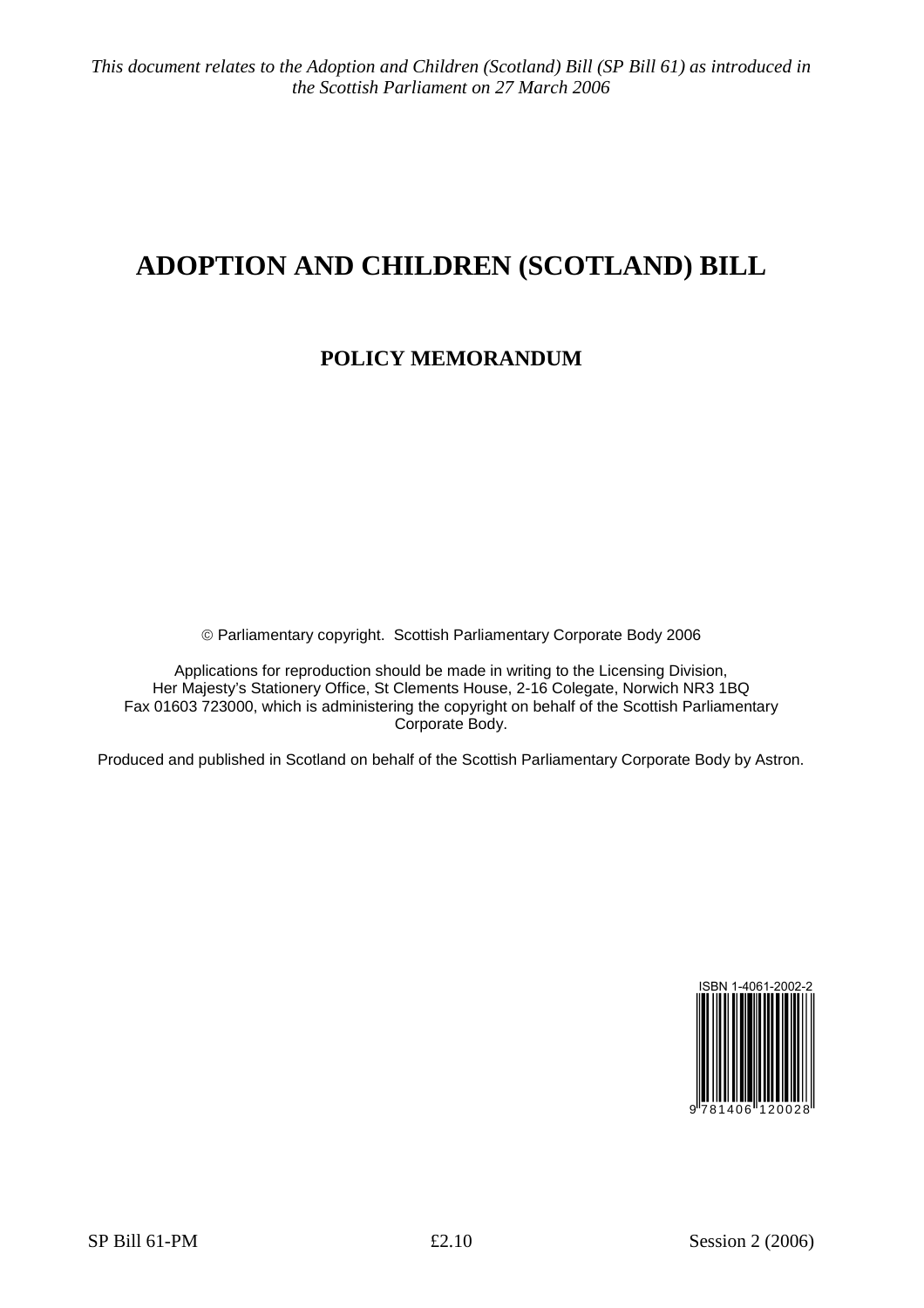*This document relates to the Adoption and Children (Scotland) Bill (SP Bill 61) as introduced in the Scottish Parliament on 27 March 2006*

# ADOPTION AND CHILDREN (SCOTLAND) BILL

## POLICY MEMORANDUM

© Parliamentary copyright. Scottish Parliamentary Corporate Body 2006

Applications for reproduction should be made in writing to the Licensing Division, Her Majesty's Stationery Office, St Clements House, 2-16 Colegate, Norwich NR3 1BQ Fax 01603 723000, which is administering the copyright on behalf of the Scottish Parliamentary Corporate Body.

Produced and published in Scotland on behalf of the Scottish Parliamentary Corporate Body by Astron.

ISBN 1-4061-2002-2

9 781406 120028

SP Bill 61-PM | £2.10 | Session 2 (2006)